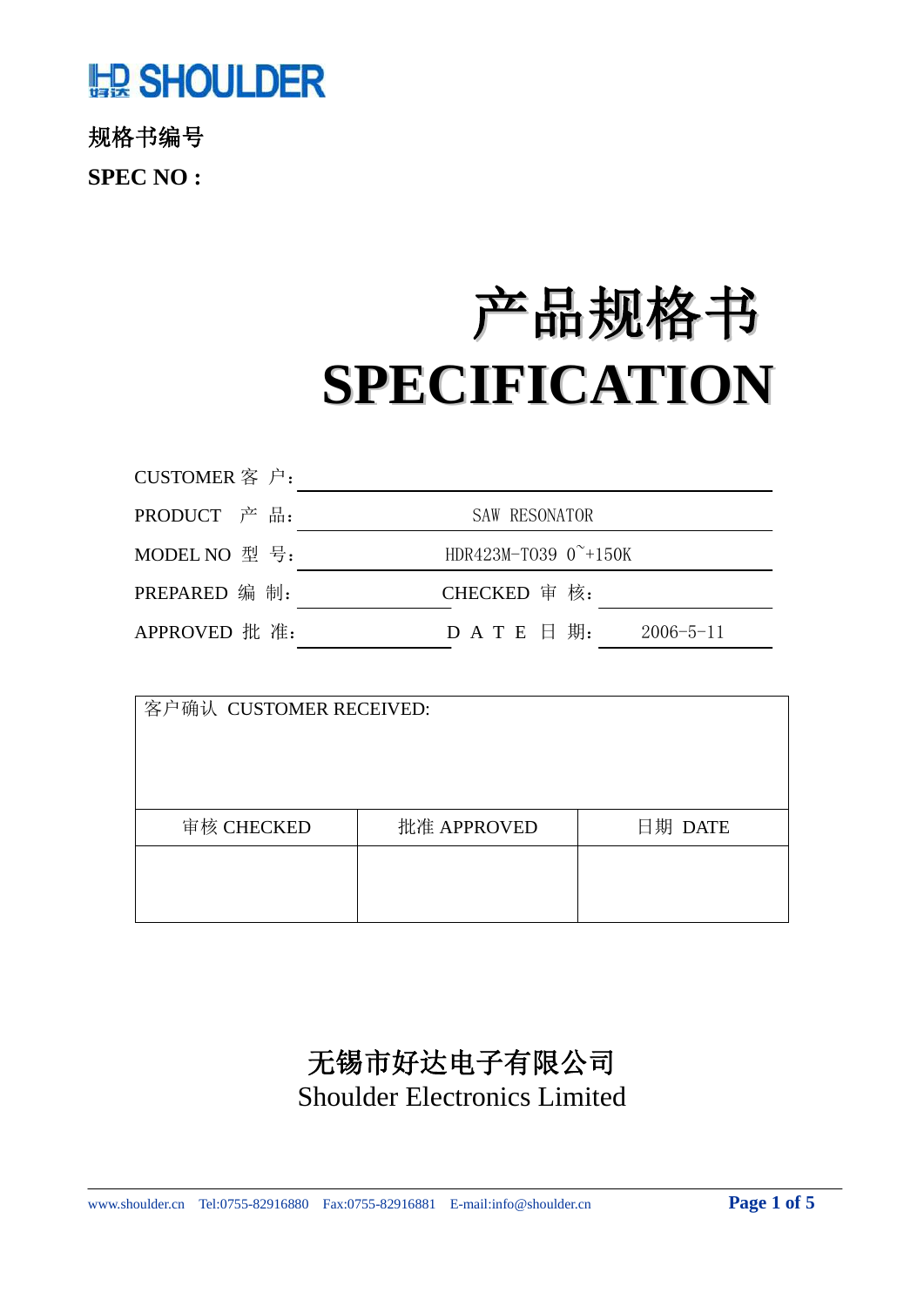HD SHOULDER

**规格书编号**

**SPEC NO :**

# 产品规格书
# SPECIFICATION

| | | | |
|---|---|---|---|
| CUSTOMER 客 户： | | | |
| PRODUCT 产 品： | SAW RESONATOR | | |
| MODEL NO 型 号： | HDR423M-T039 0~+150K | | |
| PREPARED 编 制： | | CHECKED 审 核： | |
| APPROVED 批 准： | | D A T E 日 期： | 2006-5-11 |

| 客户确认 CUSTOMER RECEIVED: | | |
|---|---|---|
| 审核 CHECKED | 批准 APPROVED | 日期 DATE |
| | | |

**无锡市好达电子有限公司**

Shoulder Electronics Limited

www.shoulder.cn Tel:0755-82916880 Fax:0755-82916881 E-mail:info@shoulder.cn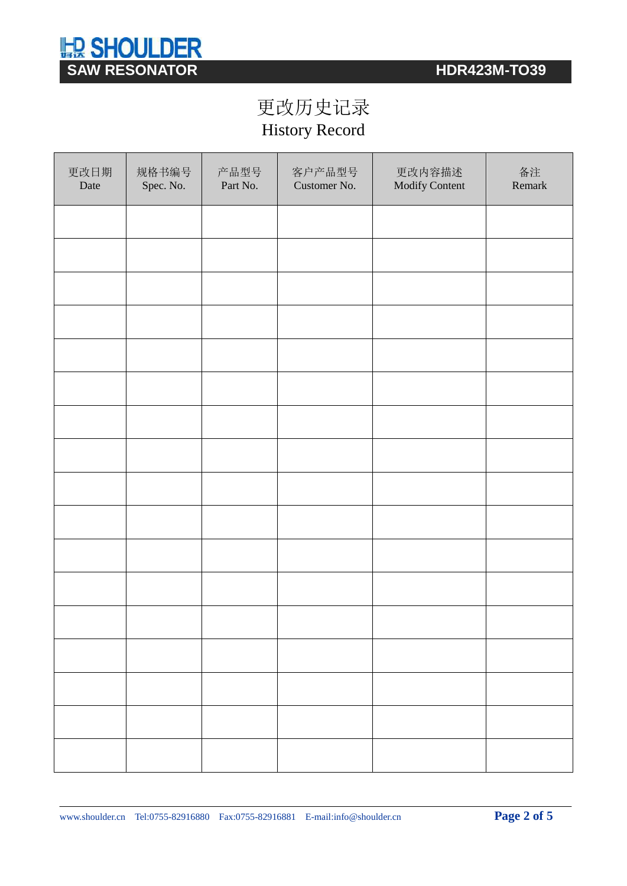# 更改历史记录
# History Record

| 更改日期 Date | 规格书编号 Spec. No. | 产品型号 Part No. | 客户产品型号 Customer No. | 更改内容描述 Modify Content | 备注 Remark |
|---|---|---|---|---|---|
| | | | | | |
| | | | | | |
| | | | | | |
| | | | | | |
| | | | | | |
| | | | | | |
| | | | | | |
| | | | | | |
| | | | | | |
| | | | | | |
| | | | | | |
| | | | | | |
| | | | | | |
| | | | | | |
| | | | | | |
| | | | | | |
| | | | | | |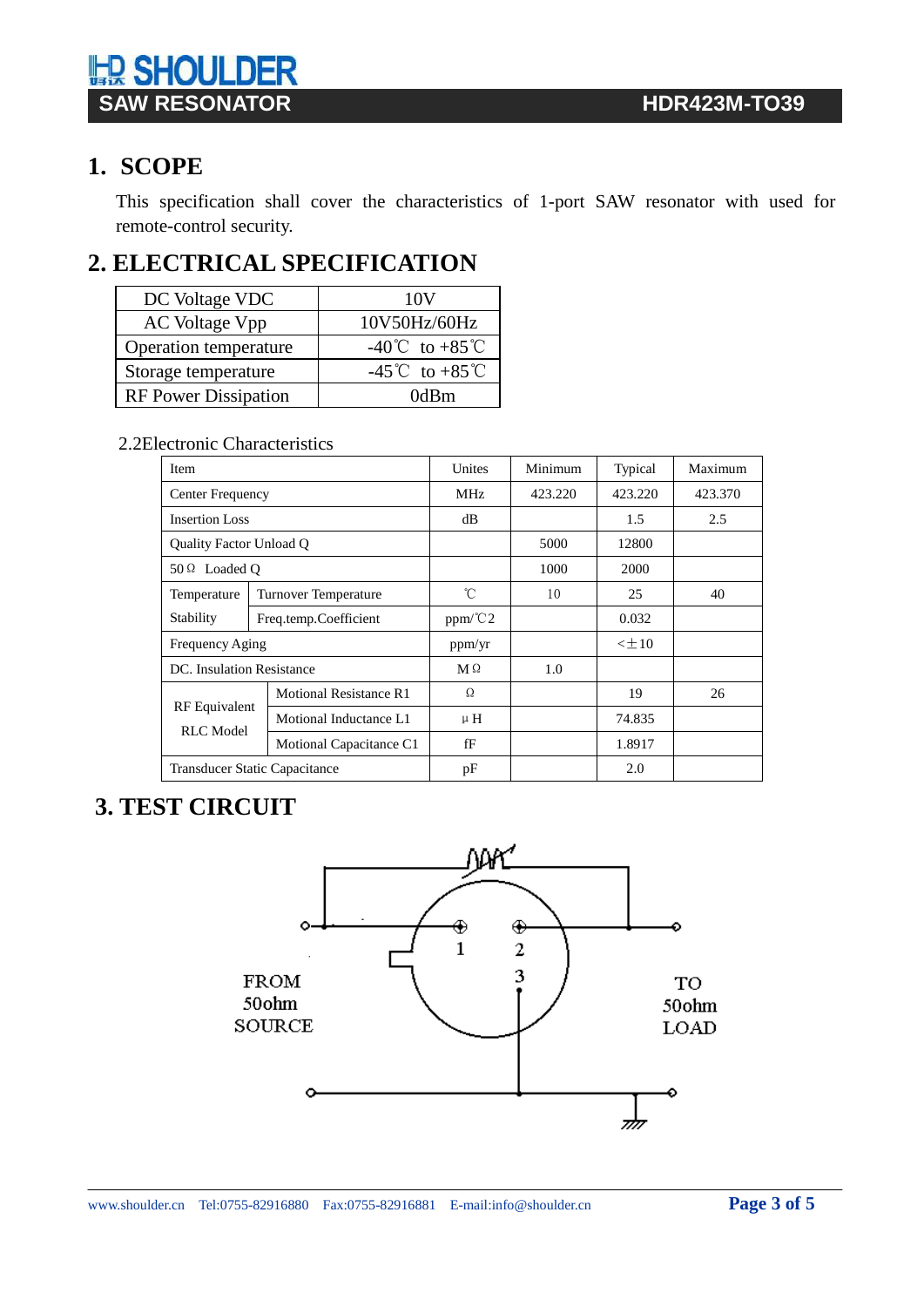# 1. SCOPE

This specification shall cover the characteristics of 1-port SAW resonator with used for remote-control security.

# 2. ELECTRICAL SPECIFICATION

| DC Voltage VDC | 10V |
|---|---|
| AC Voltage Vpp | 10V50Hz/60Hz |
| Operation temperature | -40℃ to +85℃ |
| Storage temperature | -45℃ to +85℃ |
| RF Power Dissipation | 0dBm |

2.2Electronic Characteristics

| Item | | Unites | Minimum | Typical | Maximum |
|---|---|---|---|---|---|
| Center Frequency | | MHz | 423.220 | 423.220 | 423.370 |
| Insertion Loss | | dB | | 1.5 | 2.5 |
| Quality Factor Unload Q | | | 5000 | 12800 | |
| 50Ω Loaded Q | | | 1000 | 2000 | |
| Temperature Stability | Turnover Temperature | ℃ | 10 | 25 | 40 |
| | Freq.temp.Coefficient | ppm/℃2 | | 0.032 | |
| Frequency Aging | | ppm/yr | | <±10 | |
| DC. Insulation Resistance | | MΩ | 1.0 | | |
| RF Equivalent RLC Model | Motional Resistance R1 | Ω | | 19 | 26 |
| | Motional Inductance L1 | μH | | 74.835 | |
| | Motional Capacitance C1 | fF | | 1.8917 | |
| Transducer Static Capacitance | | pF | | 2.0 | |

# 3. TEST CIRCUIT

1 2 3

FROM 50ohm SOURCE

TO 50ohm LOAD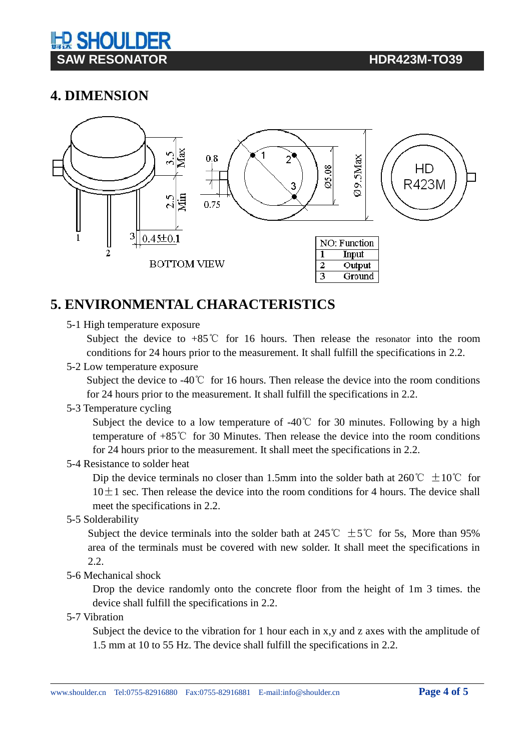## 4. DIMENSION

BOTTOM VIEW

| NO: | Function |
|---|---|
| 1 | Input |
| 2 | Output |
| 3 | Ground |

## 5. ENVIRONMENTAL CHARACTERISTICS

5-1 High temperature exposure

Subject the device to +85℃ for 16 hours. Then release the resonator into the room conditions for 24 hours prior to the measurement. It shall fulfill the specifications in 2.2.

5-2 Low temperature exposure

Subject the device to -40℃ for 16 hours. Then release the device into the room conditions for 24 hours prior to the measurement. It shall fulfill the specifications in 2.2.

5-3 Temperature cycling

Subject the device to a low temperature of -40℃ for 30 minutes. Following by a high temperature of +85℃ for 30 Minutes. Then release the device into the room conditions for 24 hours prior to the measurement. It shall meet the specifications in 2.2.

5-4 Resistance to solder heat

Dip the device terminals no closer than 1.5mm into the solder bath at 260℃ ±10℃ for 10±1 sec. Then release the device into the room conditions for 4 hours. The device shall meet the specifications in 2.2.

5-5 Solderability

Subject the device terminals into the solder bath at 245℃ ±5℃ for 5s, More than 95% area of the terminals must be covered with new solder. It shall meet the specifications in 2.2.

5-6 Mechanical shock

Drop the device randomly onto the concrete floor from the height of 1m 3 times. the device shall fulfill the specifications in 2.2.

5-7 Vibration

Subject the device to the vibration for 1 hour each in x,y and z axes with the amplitude of 1.5 mm at 10 to 55 Hz. The device shall fulfill the specifications in 2.2.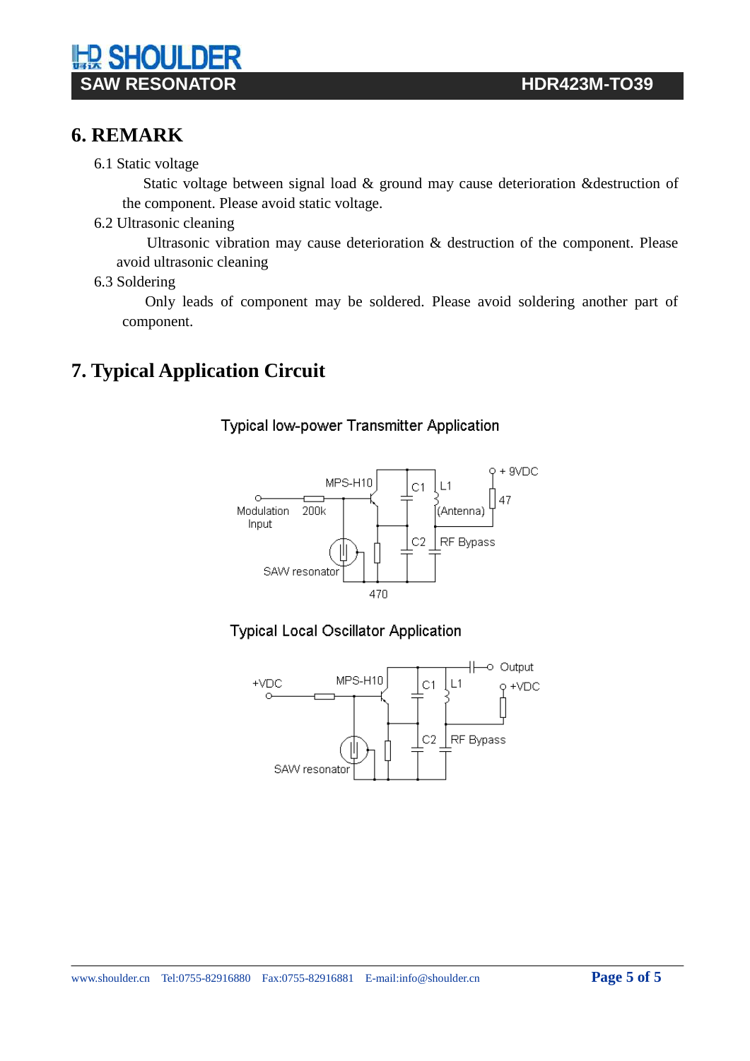# 6. REMARK

6.1 Static voltage

Static voltage between signal load & ground may cause deterioration &destruction of the component. Please avoid static voltage.

6.2 Ultrasonic cleaning

Ultrasonic vibration may cause deterioration & destruction of the component. Please avoid ultrasonic cleaning

6.3 Soldering

Only leads of component may be soldered. Please avoid soldering another part of component.

# 7. Typical Application Circuit

Typical low-power Transmitter Application

MPS-H10
C1
L1
+ 9VDC
47
Modulation Input
200k
(Antenna)
C2
RF Bypass
SAW resonator
470

Typical Local Oscillator Application

Output
+VDC
MPS-H10
C1
L1
+VDC
C2
RF Bypass
SAW resonator